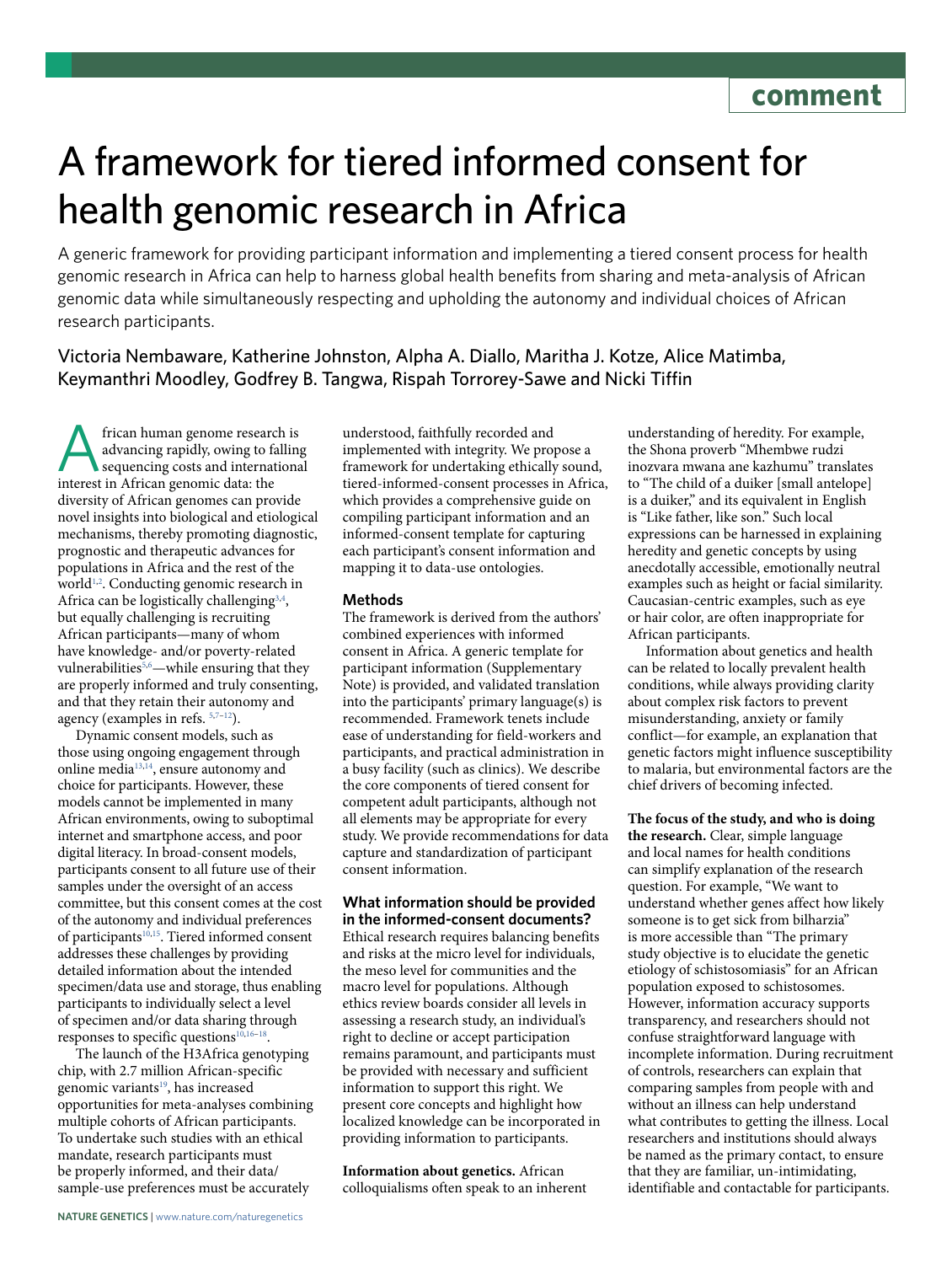comment

# A framework for tiered informed consent for health genomic research in Africa

A generic framework for providing participant information and implementing a tiered consent process for health genomic research in Africa can help to harness global health benefits from sharing and meta-analysis of African genomic data while simultaneously respecting and upholding the autonomy and individual choices of African research participants.

Victoria Nembaware, Katherine Johnston, Alpha A. Diallo, Maritha J. Kotze, Alice Matimba, Keymanthri Moodley, Godfrey B. Tangwa, Rispah Torrorey-Sawe and Nicki Tiffin

African human genome research is advancing rapidly, owing to falling sequencing costs and international interest in African genomic data: the diversity of African genomes can provide novel insights into biological and etiological mechanisms, thereby promoting diagnostic, prognostic and therapeutic advances for populations in Africa and the rest of the world[1,2]. Conducting genomic research in Africa can be logistically challenging[3,4], but equally challenging is recruiting African participants—many of whom have knowledge- and/or poverty-related vulnerabilities[5,6]—while ensuring that they are properly informed and truly consenting, and that they retain their autonomy and agency (examples in refs. [5,7–12]).

Dynamic consent models, such as those using ongoing engagement through online media[13,14], ensure autonomy and choice for participants. However, these models cannot be implemented in many African environments, owing to suboptimal internet and smartphone access, and poor digital literacy. In broad-consent models, participants consent to all future use of their samples under the oversight of an access committee, but this consent comes at the cost of the autonomy and individual preferences of participants[10,15]. Tiered informed consent addresses these challenges by providing detailed information about the intended specimen/data use and storage, thus enabling participants to individually select a level of specimen and/or data sharing through responses to specific questions[10,16–18].

The launch of the H3Africa genotyping chip, with 2.7 million African-specific genomic variants[19], has increased opportunities for meta-analyses combining multiple cohorts of African participants. To undertake such studies with an ethical mandate, research participants must be properly informed, and their data/sample-use preferences must be accurately understood, faithfully recorded and implemented with integrity. We propose a framework for undertaking ethically sound, tiered-informed-consent processes in Africa, which provides a comprehensive guide on compiling participant information and an informed-consent template for capturing each participant's consent information and mapping it to data-use ontologies.

### Methods

The framework is derived from the authors' combined experiences with informed consent in Africa. A generic template for participant information (Supplementary Note) is provided, and validated translation into the participants' primary language(s) is recommended. Framework tenets include ease of understanding for field-workers and participants, and practical administration in a busy facility (such as clinics). We describe the core components of tiered consent for competent adult participants, although not all elements may be appropriate for every study. We provide recommendations for data capture and standardization of participant consent information.

### What information should be provided in the informed-consent documents?

Ethical research requires balancing benefits and risks at the micro level for individuals, the meso level for communities and the macro level for populations. Although ethics review boards consider all levels in assessing a research study, an individual's right to decline or accept participation remains paramount, and participants must be provided with necessary and sufficient information to support this right. We present core concepts and highlight how localized knowledge can be incorporated in providing information to participants.

**Information about genetics.** African colloquialisms often speak to an inherent understanding of heredity. For example, the Shona proverb "Mhembwe rudzi inozvara mwana ane kazhumu" translates to "The child of a duiker [small antelope] is a duiker," and its equivalent in English is "Like father, like son." Such local expressions can be harnessed in explaining heredity and genetic concepts by using anecdotally accessible, emotionally neutral examples such as height or facial similarity. Caucasian-centric examples, such as eye or hair color, are often inappropriate for African participants.

Information about genetics and health can be related to locally prevalent health conditions, while always providing clarity about complex risk factors to prevent misunderstanding, anxiety or family conflict—for example, an explanation that genetic factors might influence susceptibility to malaria, but environmental factors are the chief drivers of becoming infected.

**The focus of the study, and who is doing the research.** Clear, simple language and local names for health conditions can simplify explanation of the research question. For example, "We want to understand whether genes affect how likely someone is to get sick from bilharzia" is more accessible than "The primary study objective is to elucidate the genetic etiology of schistosomiasis" for an African population exposed to schistosomes. However, information accuracy supports transparency, and researchers should not confuse straightforward language with incomplete information. During recruitment of controls, researchers can explain that comparing samples from people with and without an illness can help understand what contributes to getting the illness. Local researchers and institutions should always be named as the primary contact, to ensure that they are familiar, un-intimidating, identifiable and contactable for participants.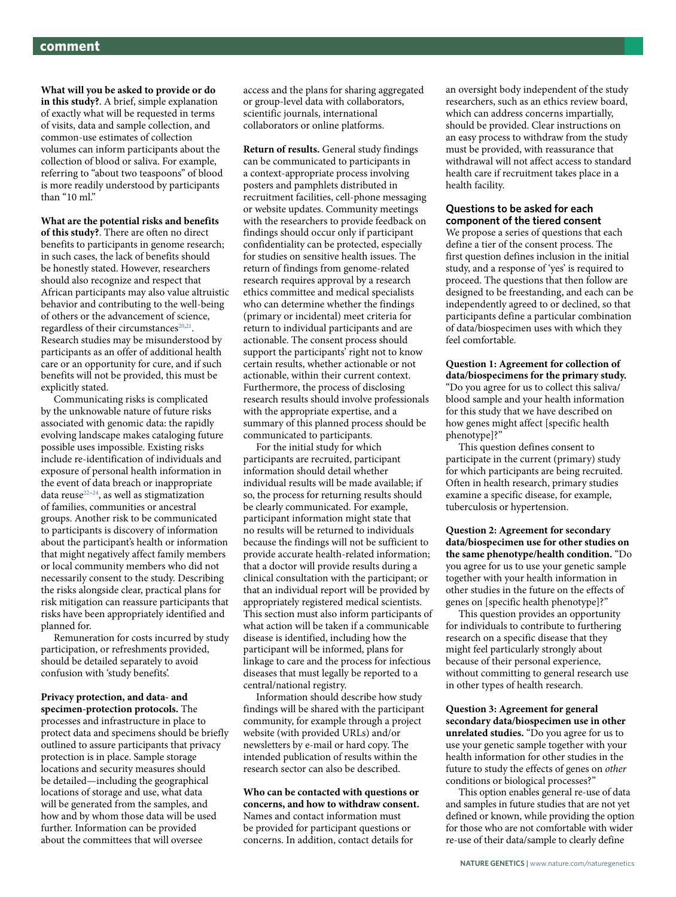**What will you be asked to provide or do in this study?**. A brief, simple explanation of exactly what will be requested in terms of visits, data and sample collection, and common-use estimates of collection volumes can inform participants about the collection of blood or saliva. For example, referring to "about two teaspoons" of blood is more readily understood by participants than "10 ml."

**What are the potential risks and benefits of this study?**. There are often no direct benefits to participants in genome research; in such cases, the lack of benefits should be honestly stated. However, researchers should also recognize and respect that African participants may also value altruistic behavior and contributing to the well-being of others or the advancement of science, regardless of their circumstances[20,21]. Research studies may be misunderstood by participants as an offer of additional health care or an opportunity for cure, and if such benefits will not be provided, this must be explicitly stated.

Communicating risks is complicated by the unknowable nature of future risks associated with genomic data: the rapidly evolving landscape makes cataloging future possible uses impossible. Existing risks include re-identification of individuals and exposure of personal health information in the event of data breach or inappropriate data reuse[22–24], as well as stigmatization of families, communities or ancestral groups. Another risk to be communicated to participants is discovery of information about the participant's health or information that might negatively affect family members or local community members who did not necessarily consent to the study. Describing the risks alongside clear, practical plans for risk mitigation can reassure participants that risks have been appropriately identified and planned for.

Remuneration for costs incurred by study participation, or refreshments provided, should be detailed separately to avoid confusion with 'study benefits'.

**Privacy protection, and data- and specimen-protection protocols.** The processes and infrastructure in place to protect data and specimens should be briefly outlined to assure participants that privacy protection is in place. Sample storage locations and security measures should be detailed—including the geographical locations of storage and use, what data will be generated from the samples, and how and by whom those data will be used further. Information can be provided about the committees that will oversee access and the plans for sharing aggregated or group-level data with collaborators, scientific journals, international collaborators or online platforms.

**Return of results.** General study findings can be communicated to participants in a context-appropriate process involving posters and pamphlets distributed in recruitment facilities, cell-phone messaging or website updates. Community meetings with the researchers to provide feedback on findings should occur only if participant confidentiality can be protected, especially for studies on sensitive health issues. The return of findings from genome-related research requires approval by a research ethics committee and medical specialists who can determine whether the findings (primary or incidental) meet criteria for return to individual participants and are actionable. The consent process should support the participants' right not to know certain results, whether actionable or not actionable, within their current context. Furthermore, the process of disclosing research results should involve professionals with the appropriate expertise, and a summary of this planned process should be communicated to participants.

For the initial study for which participants are recruited, participant information should detail whether individual results will be made available; if so, the process for returning results should be clearly communicated. For example, participant information might state that no results will be returned to individuals because the findings will not be sufficient to provide accurate health-related information; that a doctor will provide results during a clinical consultation with the participant; or that an individual report will be provided by appropriately registered medical scientists. This section must also inform participants of what action will be taken if a communicable disease is identified, including how the participant will be informed, plans for linkage to care and the process for infectious diseases that must legally be reported to a central/national registry.

Information should describe how study findings will be shared with the participant community, for example through a project website (with provided URLs) and/or newsletters by e-mail or hard copy. The intended publication of results within the research sector can also be described.

**Who can be contacted with questions or concerns, and how to withdraw consent.** Names and contact information must be provided for participant questions or concerns. In addition, contact details for an oversight body independent of the study researchers, such as an ethics review board, which can address concerns impartially, should be provided. Clear instructions on an easy process to withdraw from the study must be provided, with reassurance that withdrawal will not affect access to standard health care if recruitment takes place in a health facility.

### Questions to be asked for each component of the tiered consent

We propose a series of questions that each define a tier of the consent process. The first question defines inclusion in the initial study, and a response of 'yes' is required to proceed. The questions that then follow are designed to be freestanding, and each can be independently agreed to or declined, so that participants define a particular combination of data/biospecimen uses with which they feel comfortable.

**Question 1: Agreement for collection of data/biospecimens for the primary study.** "Do you agree for us to collect this saliva/blood sample and your health information for this study that we have described on how genes might affect [specific health phenotype]?"

This question defines consent to participate in the current (primary) study for which participants are being recruited. Often in health research, primary studies examine a specific disease, for example, tuberculosis or hypertension.

**Question 2: Agreement for secondary data/biospecimen use for other studies on the same phenotype/health condition.** "Do you agree for us to use your genetic sample together with your health information in other studies in the future on the effects of genes on [specific health phenotype]?"

This question provides an opportunity for individuals to contribute to furthering research on a specific disease that they might feel particularly strongly about because of their personal experience, without committing to general research use in other types of health research.

**Question 3: Agreement for general secondary data/biospecimen use in other unrelated studies.** "Do you agree for us to use your genetic sample together with your health information for other studies in the future to study the effects of genes on *other* conditions or biological processes?"

This option enables general re-use of data and samples in future studies that are not yet defined or known, while providing the option for those who are not comfortable with wider re-use of their data/sample to clearly define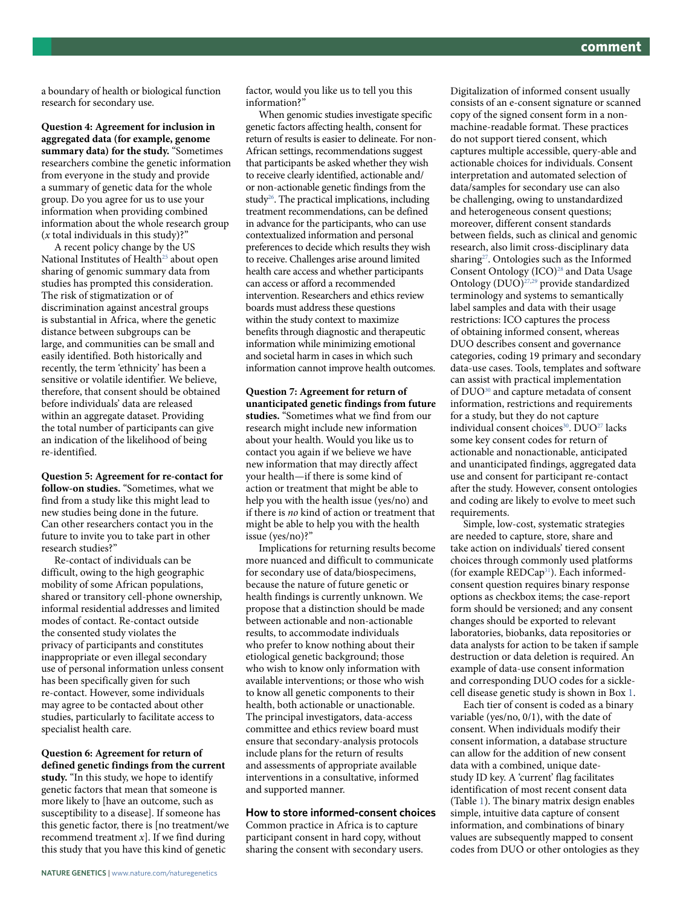a boundary of health or biological function research for secondary use.

**Question 4: Agreement for inclusion in aggregated data (for example, genome summary data) for the study.** "Sometimes researchers combine the genetic information from everyone in the study and provide a summary of genetic data for the whole group. Do you agree for us to use your information when providing combined information about the whole research group (*x* total individuals in this study)?"

A recent policy change by the US National Institutes of Health[25] about open sharing of genomic summary data from studies has prompted this consideration. The risk of stigmatization or of discrimination against ancestral groups is substantial in Africa, where the genetic distance between subgroups can be large, and communities can be small and easily identified. Both historically and recently, the term 'ethnicity' has been a sensitive or volatile identifier. We believe, therefore, that consent should be obtained before individuals' data are released within an aggregate dataset. Providing the total number of participants can give an indication of the likelihood of being re-identified.

**Question 5: Agreement for re-contact for follow-on studies.** "Sometimes, what we find from a study like this might lead to new studies being done in the future. Can other researchers contact you in the future to invite you to take part in other research studies?"

Re-contact of individuals can be difficult, owing to the high geographic mobility of some African populations, shared or transitory cell-phone ownership, informal residential addresses and limited modes of contact. Re-contact outside the consented study violates the privacy of participants and constitutes inappropriate or even illegal secondary use of personal information unless consent has been specifically given for such re-contact. However, some individuals may agree to be contacted about other studies, particularly to facilitate access to specialist health care.

**Question 6: Agreement for return of defined genetic findings from the current study.** "In this study, we hope to identify genetic factors that mean that someone is more likely to [have an outcome, such as susceptibility to a disease]. If someone has this genetic factor, there is [no treatment/we recommend treatment *x*]. If we find during this study that you have this kind of genetic factor, would you like us to tell you this information?"

When genomic studies investigate specific genetic factors affecting health, consent for return of results is easier to delineate. For non-African settings, recommendations suggest that participants be asked whether they wish to receive clearly identified, actionable and/or non-actionable genetic findings from the study[26]. The practical implications, including treatment recommendations, can be defined in advance for the participants, who can use contextualized information and personal preferences to decide which results they wish to receive. Challenges arise around limited health care access and whether participants can access or afford a recommended intervention. Researchers and ethics review boards must address these questions within the study context to maximize benefits through diagnostic and therapeutic information while minimizing emotional and societal harm in cases in which such information cannot improve health outcomes.

**Question 7: Agreement for return of unanticipated genetic findings from future studies.** "Sometimes what we find from our research might include new information about your health. Would you like us to contact you again if we believe we have new information that may directly affect your health—if there is some kind of action or treatment that might be able to help you with the health issue (yes/no) and if there is *no* kind of action or treatment that might be able to help you with the health issue (yes/no)?"

Implications for returning results become more nuanced and difficult to communicate for secondary use of data/biospecimens, because the nature of future genetic or health findings is currently unknown. We propose that a distinction should be made between actionable and non-actionable results, to accommodate individuals who prefer to know nothing about their etiological genetic background; those who wish to know only information with available interventions; or those who wish to know all genetic components to their health, both actionable or unactionable. The principal investigators, data-access committee and ethics review board must ensure that secondary-analysis protocols include plans for the return of results and assessments of appropriate available interventions in a consultative, informed and supported manner.

## How to store informed-consent choices

Common practice in Africa is to capture participant consent in hard copy, without sharing the consent with secondary users. Digitalization of informed consent usually consists of an e-consent signature or scanned copy of the signed consent form in a non-machine-readable format. These practices do not support tiered consent, which captures multiple accessible, query-able and actionable choices for individuals. Consent interpretation and automated selection of data/samples for secondary use can also be challenging, owing to unstandardized and heterogeneous consent questions; moreover, different consent standards between fields, such as clinical and genomic research, also limit cross-disciplinary data sharing[27]. Ontologies such as the Informed Consent Ontology (ICO)[28] and Data Usage Ontology (DUO)[27,29] provide standardized terminology and systems to semantically label samples and data with their usage restrictions: ICO captures the process of obtaining informed consent, whereas DUO describes consent and governance categories, coding 19 primary and secondary data-use cases. Tools, templates and software can assist with practical implementation of DUO[30] and capture metadata of consent information, restrictions and requirements for a study, but they do not capture individual consent choices[30]. DUO[27] lacks some key consent codes for return of actionable and nonactionable, anticipated and unanticipated findings, aggregated data use and consent for participant re-contact after the study. However, consent ontologies and coding are likely to evolve to meet such requirements.

Simple, low-cost, systematic strategies are needed to capture, store, share and take action on individuals' tiered consent choices through commonly used platforms (for example REDCap[31]). Each informed-consent question requires binary response options as checkbox items; the case-report form should be versioned; and any consent changes should be exported to relevant laboratories, biobanks, data repositories or data analysts for action to be taken if sample destruction or data deletion is required. An example of data-use consent information and corresponding DUO codes for a sickle-cell disease genetic study is shown in Box 1.

Each tier of consent is coded as a binary variable (yes/no, 0/1), with the date of consent. When individuals modify their consent information, a database structure can allow for the addition of new consent data with a combined, unique date-study ID key. A 'current' flag facilitates identification of most recent consent data (Table 1). The binary matrix design enables simple, intuitive data capture of consent information, and combinations of binary values are subsequently mapped to consent codes from DUO or other ontologies as they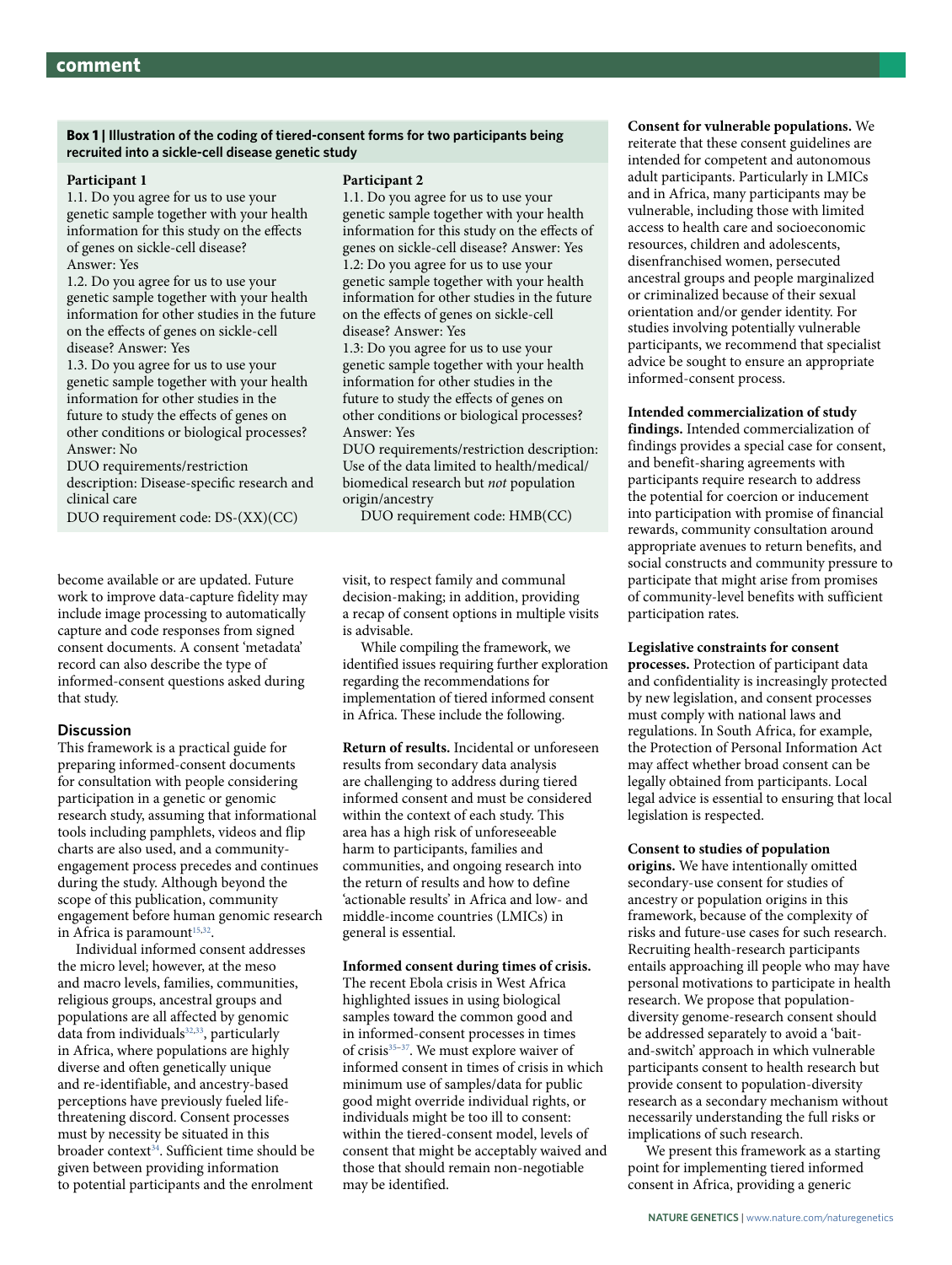**Box 1 | Illustration of the coding of tiered-consent forms for two participants being recruited into a sickle-cell disease genetic study**

**Participant 1**

1.1. Do you agree for us to use your genetic sample together with your health information for this study on the effects of genes on sickle-cell disease? Answer: Yes

1.2. Do you agree for us to use your genetic sample together with your health information for other studies in the future on the effects of genes on sickle-cell disease? Answer: Yes

1.3. Do you agree for us to use your genetic sample together with your health information for other studies in the future to study the effects of genes on other conditions or biological processes? Answer: No

DUO requirements/restriction description: Disease-specific research and clinical care

DUO requirement code: DS-(XX)(CC)

**Participant 2**

1.1. Do you agree for us to use your genetic sample together with your health information for this study on the effects of genes on sickle-cell disease? Answer: Yes

1.2: Do you agree for us to use your genetic sample together with your health information for other studies in the future on the effects of genes on sickle-cell disease? Answer: Yes

1.3: Do you agree for us to use your genetic sample together with your health information for other studies in the future to study the effects of genes on other conditions or biological processes? Answer: Yes

DUO requirements/restriction description: Use of the data limited to health/medical/biomedical research but *not* population origin/ancestry

DUO requirement code: HMB(CC)

become available or are updated. Future work to improve data-capture fidelity may include image processing to automatically capture and code responses from signed consent documents. A consent 'metadata' record can also describe the type of informed-consent questions asked during that study.

## Discussion

This framework is a practical guide for preparing informed-consent documents for consultation with people considering participation in a genetic or genomic research study, assuming that informational tools including pamphlets, videos and flip charts are also used, and a community-engagement process precedes and continues during the study. Although beyond the scope of this publication, community engagement before human genomic research in Africa is paramount[15,32].

Individual informed consent addresses the micro level; however, at the meso and macro levels, families, communities, religious groups, ancestral groups and populations are all affected by genomic data from individuals[32,33], particularly in Africa, where populations are highly diverse and often genetically unique and re-identifiable, and ancestry-based perceptions have previously fueled life-threatening discord. Consent processes must by necessity be situated in this broader context[34]. Sufficient time should be given between providing information to potential participants and the enrolment visit, to respect family and communal decision-making; in addition, providing a recap of consent options in multiple visits is advisable.

While compiling the framework, we identified issues requiring further exploration regarding the recommendations for implementation of tiered informed consent in Africa. These include the following.

**Return of results.** Incidental or unforeseen results from secondary data analysis are challenging to address during tiered informed consent and must be considered within the context of each study. This area has a high risk of unforeseeable harm to participants, families and communities, and ongoing research into the return of results and how to define 'actionable results' in Africa and low- and middle-income countries (LMICs) in general is essential.

**Informed consent during times of crisis.** The recent Ebola crisis in West Africa highlighted issues in using biological samples toward the common good and in informed-consent processes in times of crisis[35–37]. We must explore waiver of informed consent in times of crisis in which minimum use of samples/data for public good might override individual rights, or individuals might be too ill to consent: within the tiered-consent model, levels of consent that might be acceptably waived and those that should remain non-negotiable may be identified.

**Consent for vulnerable populations.** We reiterate that these consent guidelines are intended for competent and autonomous adult participants. Particularly in LMICs and in Africa, many participants may be vulnerable, including those with limited access to health care and socioeconomic resources, children and adolescents, disenfranchised women, persecuted ancestral groups and people marginalized or criminalized because of their sexual orientation and/or gender identity. For studies involving potentially vulnerable participants, we recommend that specialist advice be sought to ensure an appropriate informed-consent process.

**Intended commercialization of study findings.** Intended commercialization of findings provides a special case for consent, and benefit-sharing agreements with participants require research to address the potential for coercion or inducement into participation with promise of financial rewards, community consultation around appropriate avenues to return benefits, and social constructs and community pressure to participate that might arise from promises of community-level benefits with sufficient participation rates.

**Legislative constraints for consent processes.** Protection of participant data and confidentiality is increasingly protected by new legislation, and consent processes must comply with national laws and regulations. In South Africa, for example, the Protection of Personal Information Act may affect whether broad consent can be legally obtained from participants. Local legal advice is essential to ensuring that local legislation is respected.

**Consent to studies of population origins.** We have intentionally omitted secondary-use consent for studies of ancestry or population origins in this framework, because of the complexity of risks and future-use cases for such research. Recruiting health-research participants entails approaching ill people who may have personal motivations to participate in health research. We propose that population-diversity genome-research consent should be addressed separately to avoid a 'bait-and-switch' approach in which vulnerable participants consent to health research but provide consent to population-diversity research as a secondary mechanism without necessarily understanding the full risks or implications of such research.

We present this framework as a starting point for implementing tiered informed consent in Africa, providing a generic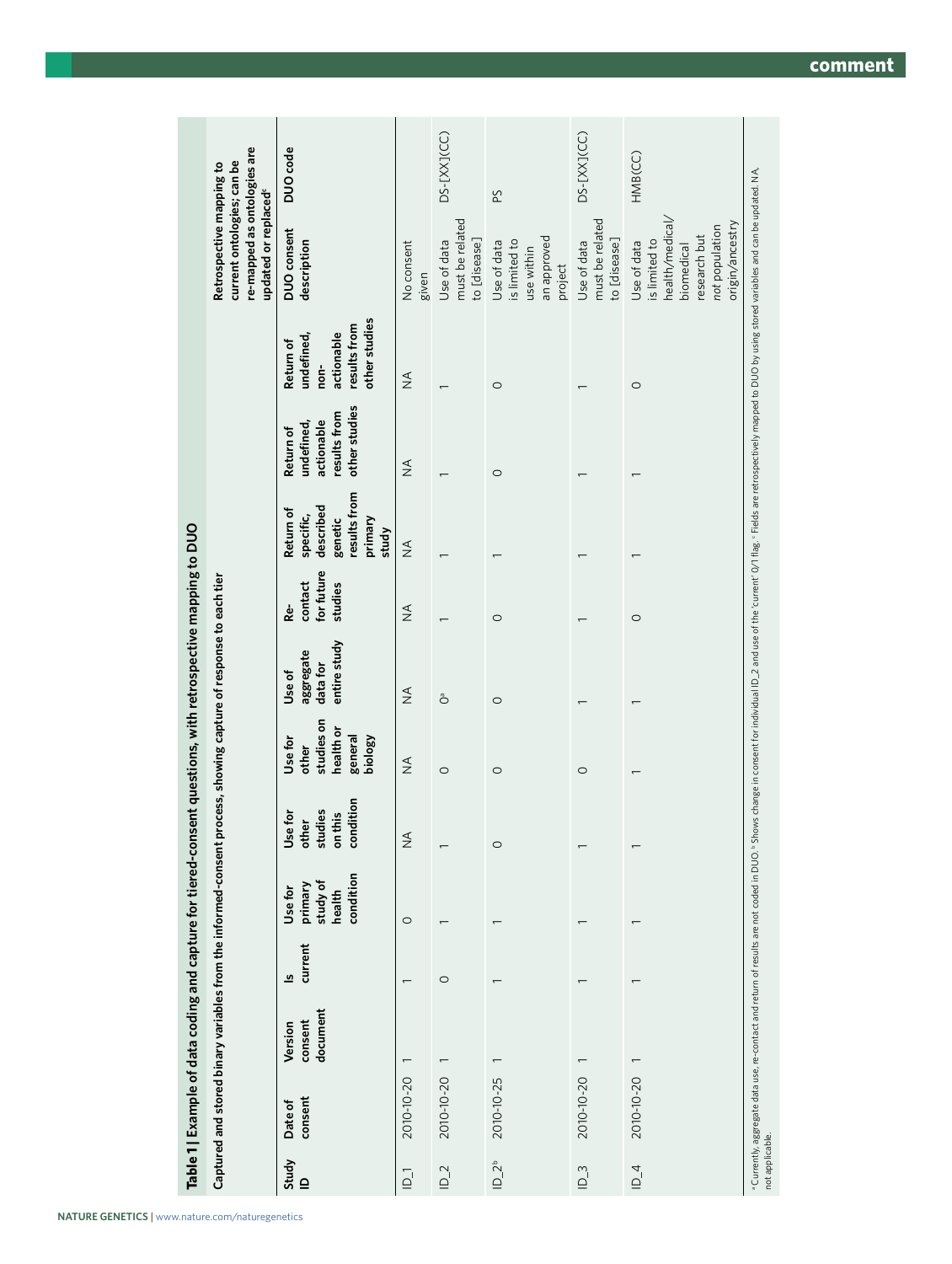**Table 1 | Example of data coding and capture for tiered-consent questions, with retrospective mapping to DUO**

| Captured and stored binary variables from the informed-consent process, showing capture of response to each tier | | | | | | | | | | | | | Retrospective mapping to current ontologies; can be re-mapped as ontologies are updated or replaced[c] | |
|---|---|---|---|---|---|---|---|---|---|---|---|---|---|---|
| Study ID | Date of consent | Version consent document | Is current | Use for primary study of health condition | Use for other studies on this condition | Use for other studies on health or general biology | Use of aggregate data for entire study | Re-contact for future studies | Return of specific, described genetic results from primary study | Return of undefined, actionable results from other studies | Return of undefined, non-actionable results from other studies | | DUO consent description | DUO code |
| ID_1 | 2010-10-20 | 1 | 1 | 0 | NA | NA | NA | NA | NA | NA | NA | | No consent given | |
| ID_2 | 2010-10-20 | 1 | 0 | 1 | 1 | 0 | 0[a] | 1 | 1 | 1 | 1 | | Use of data must be related to [disease] | DS-[XX](CC) |
| ID_2[b] | 2010-10-25 | 1 | 1 | 1 | 0 | 0 | 0 | 0 | 1 | 0 | 0 | | Use of data is limited to use within an approved project | PS |
| ID_3 | 2010-10-20 | 1 | 1 | 1 | 1 | 0 | 1 | 1 | 1 | 1 | 1 | | Use of data must be related to [disease] | DS-[XX](CC) |
| ID_4 | 2010-10-20 | 1 | 1 | 1 | 1 | 1 | 1 | 0 | 1 | 1 | 0 | | Use of data is limited to health/medical/biomedical research but *not* population origin/ancestry | HMB(CC) |

[a] Currently, aggregate data use, re-contact and return of results are not coded in DUO. [b] Shows change in consent for individual ID_2 and use of the 'current' 0/1 flag. [c] Fields are retrospectively mapped to DUO by using stored variables and can be updated. NA, not applicable.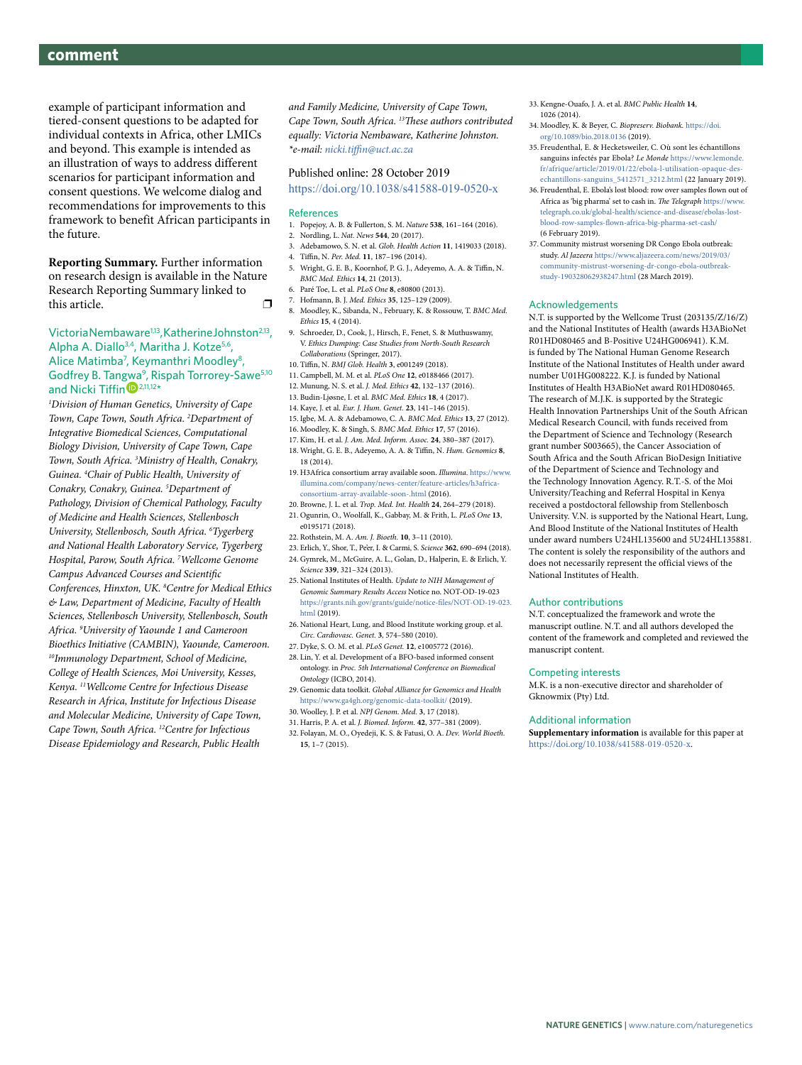example of participant information and tiered-consent questions to be adapted for individual contexts in Africa, other LMICs and beyond. This example is intended as an illustration of ways to address different scenarios for participant information and consent questions. We welcome dialog and recommendations for improvements to this framework to benefit African participants in the future.

**Reporting Summary.** Further information on research design is available in the Nature Research Reporting Summary linked to this article. ❐

Victoria Nembaware[1,13], Katherine Johnston[2,13], Alpha A. Diallo[3,4], Maritha J. Kotze[5,6], Alice Matimba[7], Keymanthri Moodley[8], Godfrey B. Tangwa[9], Rispah Torrorey-Sawe[5,10] and Nicki Tiffin[2,11,12]*

*[1]Division of Human Genetics, University of Cape Town, Cape Town, South Africa. [2]Department of Integrative Biomedical Sciences, Computational Biology Division, University of Cape Town, Cape Town, South Africa. [3]Ministry of Health, Conakry, Guinea. [4]Chair of Public Health, University of Conakry, Conakry, Guinea. [5]Department of Pathology, Division of Chemical Pathology, Faculty of Medicine and Health Sciences, Stellenbosch University, Stellenbosch, South Africa. [6]Tygerberg and National Health Laboratory Service, Tygerberg Hospital, Parow, South Africa. [7]Wellcome Genome Campus Advanced Courses and Scientific Conferences, Hinxton, UK. [8]Centre for Medical Ethics & Law, Department of Medicine, Faculty of Health Sciences, Stellenbosch University, Stellenbosch, South Africa. [9]University of Yaounde 1 and Cameroon Bioethics Initiative (CAMBIN), Yaounde, Cameroon. [10]Immunology Department, School of Medicine, College of Health Sciences, Moi University, Kesses, Kenya. [11]Wellcome Centre for Infectious Disease Research in Africa, Institute for Infectious Disease and Molecular Medicine, University of Cape Town, Cape Town, South Africa. [12]Centre for Infectious Disease Epidemiology and Research, Public Health and Family Medicine, University of Cape Town, Cape Town, South Africa. [13]These authors contributed equally: Victoria Nembaware, Katherine Johnston. \*e-mail: nicki.tiffin@uct.ac.za*

Published online: 28 October 2019
https://doi.org/10.1038/s41588-019-0520-x

## References

1. Popejoy, A. B. & Fullerton, S. M. *Nature* **538**, 161–164 (2016).
2. Nordling, L. *Nat. News* **544**, 20 (2017).
3. Adebamowo, S. N. et al. *Glob. Health Action* **11**, 1419033 (2018).
4. Tiffin, N. *Per. Med.* **11**, 187–196 (2014).
5. Wright, G. E. B., Koornhof, P. G. J., Adeyemo, A. A. & Tiffin, N. *BMC Med. Ethics* **14**, 21 (2013).
6. Paré Toe, L. et al. *PLoS One* **8**, e80800 (2013).
7. Hofmann, B. J. *Med. Ethics* **35**, 125–129 (2009).
8. Moodley, K., Sibanda, N., February, K. & Rossouw, T. *BMC Med. Ethics* **15**, 4 (2014).
9. Schroeder, D., Cook, J., Hirsch, F., Fenet, S. & Muthuswamy, V. *Ethics Dumping: Case Studies from North-South Research Collaborations* (Springer, 2017).
10. Tiffin, N. *BMJ Glob. Health* **3**, e001249 (2018).
11. Campbell, M. M. et al. *PLoS One* **12**, e0188466 (2017).
12. Munung, N. S. et al. *J. Med. Ethics* **42**, 132–137 (2016).
13. Budin-Ljøsne, I. et al. *BMC Med. Ethics* **18**, 4 (2017).
14. Kaye, J. et al. *Eur. J. Hum. Genet.* **23**, 141–146 (2015).
15. Igbe, M. A. & Adebamowo, C. A. *BMC Med. Ethics* **13**, 27 (2012).
16. Moodley, K. & Singh, S. *BMC Med. Ethics* **17**, 57 (2016).
17. Kim, H. et al. *J. Am. Med. Inform. Assoc.* **24**, 380–387 (2017).
18. Wright, G. E. B., Adeyemo, A. A. & Tiffin, N. *Hum. Genomics* **8**, 18 (2014).
19. H3Africa consortium array available soon. *Illumina*. https://www.illumina.com/company/news-center/feature-articles/h3africa-consortium-array-available-soon-.html (2016).
20. Browne, J. L. et al. *Trop. Med. Int. Health* **24**, 264–279 (2018).
21. Ogunrin, O., Woolfall, K., Gabbay, M. & Frith, L. *PLoS One* **13**, e0195171 (2018).
22. Rothstein, M. A. *Am. J. Bioeth.* **10**, 3–11 (2010).
23. Erlich, Y., Shor, T., Pe'er, I. & Carmi, S. *Science* **362**, 690–694 (2018).
24. Gymrek, M., McGuire, A. L., Golan, D., Halperin, E. & Erlich, Y. *Science* **339**, 321–324 (2013).
25. National Institutes of Health. *Update to NIH Management of Genomic Summary Results Access* Notice no. NOT-OD-19-023 https://grants.nih.gov/grants/guide/notice-files/NOT-OD-19-023.html (2019).
26. National Heart, Lung, and Blood Institute working group. et al. *Circ. Cardiovasc. Genet.* **3**, 574–580 (2010).
27. Dyke, S. O. M. et al. *PLoS Genet.* **12**, e1005772 (2016).
28. Lin, Y. et al. Development of a BFO-based informed consent ontology. in *Proc. 5th International Conference on Biomedical Ontology* (ICBO, 2014).
29. Genomic data toolkit. *Global Alliance for Genomics and Health* https://www.ga4gh.org/genomic-data-toolkit/ (2019).
30. Woolley, J. P. et al. *NPJ Genom. Med.* **3**, 17 (2018).
31. Harris, P. A. et al. *J. Biomed. Inform.* **42**, 377–381 (2009).
32. Folayan, M. O., Oyedeji, K. S. & Fatusi, O. A. *Dev. World Bioeth.* **15**, 1–7 (2015).
33. Kengne-Ouafo, J. A. et al. *BMC Public Health* **14**, 1026 (2014).
34. Moodley, K. & Beyer, C. *Biopreserv. Biobank.* https://doi.org/10.1089/bio.2018.0136 (2019).
35. Freudenthal, E. & Hecketsweiler, C. Où sont les échantillons sanguins infectés par Ebola? *Le Monde* https://www.lemonde.fr/afrique/article/2019/01/22/ebola-l-utilisation-opaque-des-echantillons-sanguins_5412571_3212.html (22 January 2019).
36. Freudenthal, E. Ebola's lost blood: row over samples flown out of Africa as 'big pharma' set to cash in. *The Telegraph* https://www.telegraph.co.uk/global-health/science-and-disease/ebolas-lost-blood-row-samples-flown-africa-big-pharma-set-cash/ (6 February 2019).
37. Community mistrust worsening DR Congo Ebola outbreak: study. *Al Jazeera* https://www.aljazeera.com/news/2019/03/community-mistrust-worsening-dr-congo-ebola-outbreak-study-190328062938247.html (28 March 2019).

## Acknowledgements

N.T. is supported by the Wellcome Trust (203135/Z/16/Z) and the National Institutes of Health (awards H3ABioNet R01HD080465 and B-Positive U24HG006941). K.M. is funded by The National Human Genome Research Institute of the National Institutes of Health under award number U01HG008222. K.J. is funded by National Institutes of Health H3ABioNet award R01HD080465. The research of M.J.K. is supported by the Strategic Health Innovation Partnerships Unit of the South African Medical Research Council, with funds received from the Department of Science and Technology (Research grant number S003665), the Cancer Association of South Africa and the South African BioDesign Initiative of the Department of Science and Technology and the Technology Innovation Agency. R.T.-S. of the Moi University/Teaching and Referral Hospital in Kenya received a postdoctoral fellowship from Stellenbosch University. V.N. is supported by the National Heart, Lung, And Blood Institute of the National Institutes of Health under award numbers U24HL135600 and 5U24HL135881. The content is solely the responsibility of the authors and does not necessarily represent the official views of the National Institutes of Health.

## Author contributions

N.T. conceptualized the framework and wrote the manuscript outline. N.T. and all authors developed the content of the framework and completed and reviewed the manuscript content.

## Competing interests

M.K. is a non-executive director and shareholder of Gknowmix (Pty) Ltd.

## Additional information

**Supplementary information** is available for this paper at https://doi.org/10.1038/s41588-019-0520-x.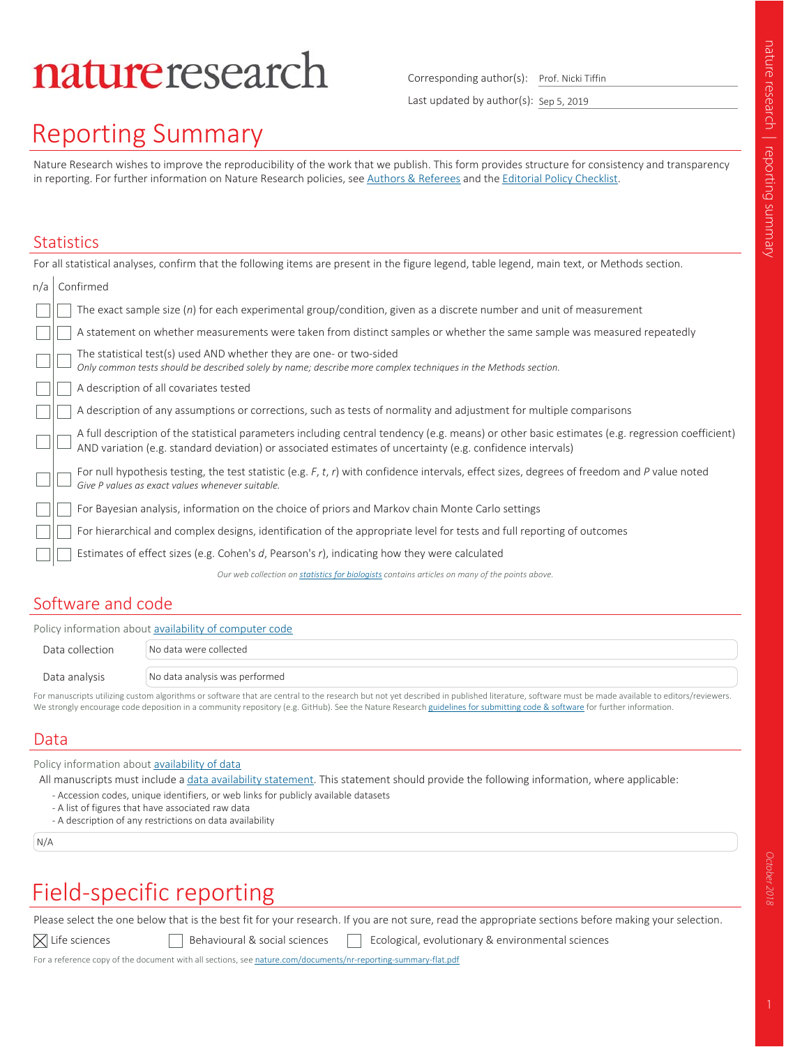# nature research

Corresponding author(s): Prof. Nicki Tiffin

Last updated by author(s): Sep 5, 2019

# Reporting Summary

Nature Research wishes to improve the reproducibility of the work that we publish. This form provides structure for consistency and transparency in reporting. For further information on Nature Research policies, see Authors & Referees and the Editorial Policy Checklist.

## Statistics

For all statistical analyses, confirm that the following items are present in the figure legend, table legend, main text, or Methods section.

| n/a | Confirmed | |
|---|---|---|
| ☐ | ☐ | The exact sample size ($n$) for each experimental group/condition, given as a discrete number and unit of measurement |
| ☐ | ☐ | A statement on whether measurements were taken from distinct samples or whether the same sample was measured repeatedly |
| ☐ | ☐ | The statistical test(s) used AND whether they are one- or two-sided<br>*Only common tests should be described solely by name; describe more complex techniques in the Methods section.* |
| ☐ | ☐ | A description of all covariates tested |
| ☐ | ☐ | A description of any assumptions or corrections, such as tests of normality and adjustment for multiple comparisons |
| ☐ | ☐ | A full description of the statistical parameters including central tendency (e.g. means) or other basic estimates (e.g. regression coefficient) AND variation (e.g. standard deviation) or associated estimates of uncertainty (e.g. confidence intervals) |
| ☐ | ☐ | For null hypothesis testing, the test statistic (e.g. $F$, $t$, $r$) with confidence intervals, effect sizes, degrees of freedom and $P$ value noted<br>*Give P values as exact values whenever suitable.* |
| ☐ | ☐ | For Bayesian analysis, information on the choice of priors and Markov chain Monte Carlo settings |
| ☐ | ☐ | For hierarchical and complex designs, identification of the appropriate level for tests and full reporting of outcomes |
| ☐ | ☐ | Estimates of effect sizes (e.g. Cohen's $d$, Pearson's $r$), indicating how they were calculated |

*Our web collection on statistics for biologists contains articles on many of the points above.*

## Software and code

Policy information about availability of computer code

| | |
|---|---|
| Data collection | No data were collected |
| Data analysis | No data analysis was performed |

For manuscripts utilizing custom algorithms or software that are central to the research but not yet described in published literature, software must be made available to editors/reviewers. We strongly encourage code deposition in a community repository (e.g. GitHub). See the Nature Research guidelines for submitting code & software for further information.

## Data

Policy information about availability of data

All manuscripts must include a data availability statement. This statement should provide the following information, where applicable:

- Accession codes, unique identifiers, or web links for publicly available datasets
- A list of figures that have associated raw data
- A description of any restrictions on data availability

N/A

# Field-specific reporting

Please select the one below that is the best fit for your research. If you are not sure, read the appropriate sections before making your selection.

☒ Life sciences ☐ Behavioural & social sciences ☐ Ecological, evolutionary & environmental sciences

For a reference copy of the document with all sections, see nature.com/documents/nr-reporting-summary-flat.pdf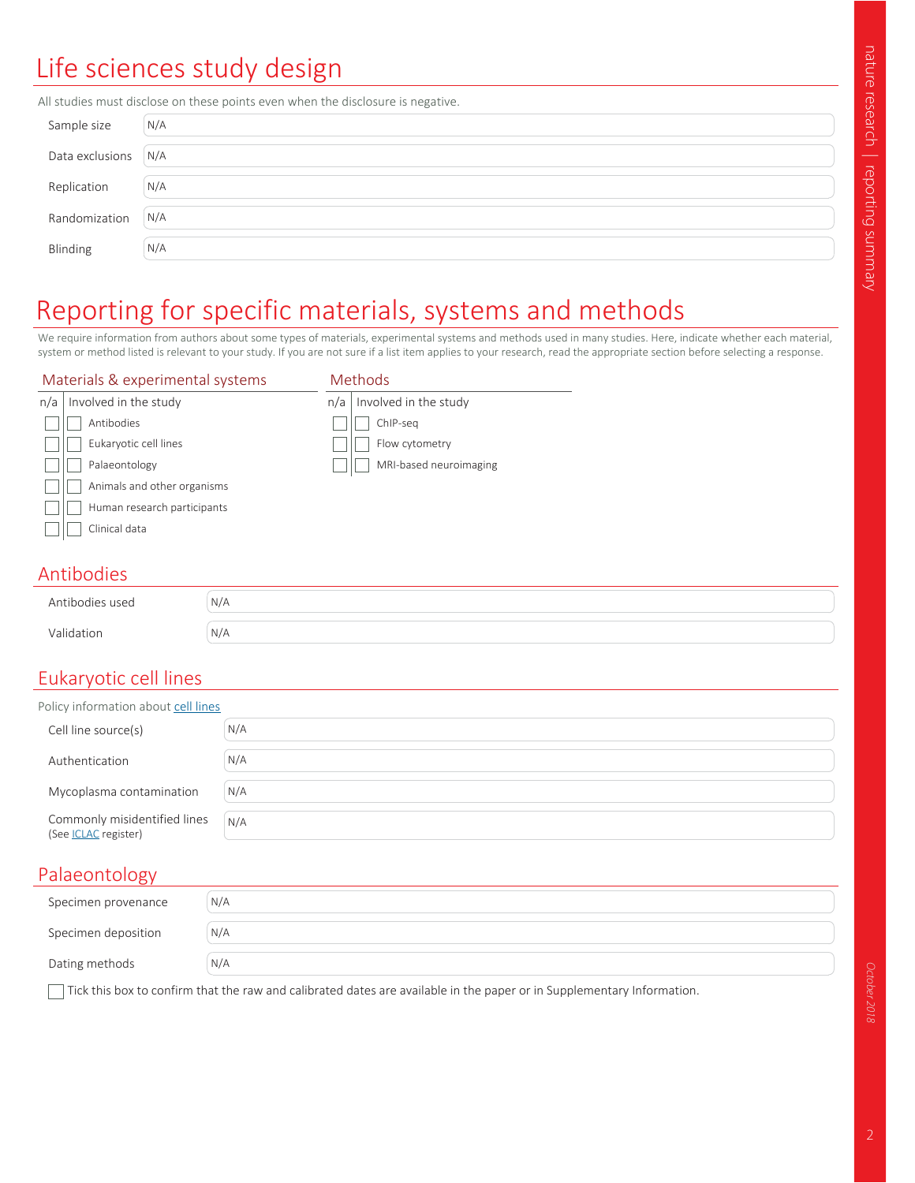# Life sciences study design

All studies must disclose on these points even when the disclosure is negative.

| | |
|---|---|
| Sample size | N/A |
| Data exclusions | N/A |
| Replication | N/A |
| Randomization | N/A |
| Blinding | N/A |

# Reporting for specific materials, systems and methods

We require information from authors about some types of materials, experimental systems and methods used in many studies. Here, indicate whether each material, system or method listed is relevant to your study. If you are not sure if a list item applies to your research, read the appropriate section before selecting a response.

## Materials & experimental systems

| n/a | Involved in the study | |
|---|---|---|
| ☐ | ☐ | Antibodies |
| ☐ | ☐ | Eukaryotic cell lines |
| ☐ | ☐ | Palaeontology |
| ☐ | ☐ | Animals and other organisms |
| ☐ | ☐ | Human research participants |
| ☐ | ☐ | Clinical data |

## Methods

| n/a | Involved in the study | |
|---|---|---|
| ☐ | ☐ | ChIP-seq |
| ☐ | ☐ | Flow cytometry |
| ☐ | ☐ | MRI-based neuroimaging |

## Antibodies

| | |
|---|---|
| Antibodies used | N/A |
| Validation | N/A |

## Eukaryotic cell lines

Policy information about cell lines

| | |
|---|---|
| Cell line source(s) | N/A |
| Authentication | N/A |
| Mycoplasma contamination | N/A |
| Commonly misidentified lines (See ICLAC register) | N/A |

## Palaeontology

| | |
|---|---|
| Specimen provenance | N/A |
| Specimen deposition | N/A |
| Dating methods | N/A |

☐ Tick this box to confirm that the raw and calibrated dates are available in the paper or in Supplementary Information.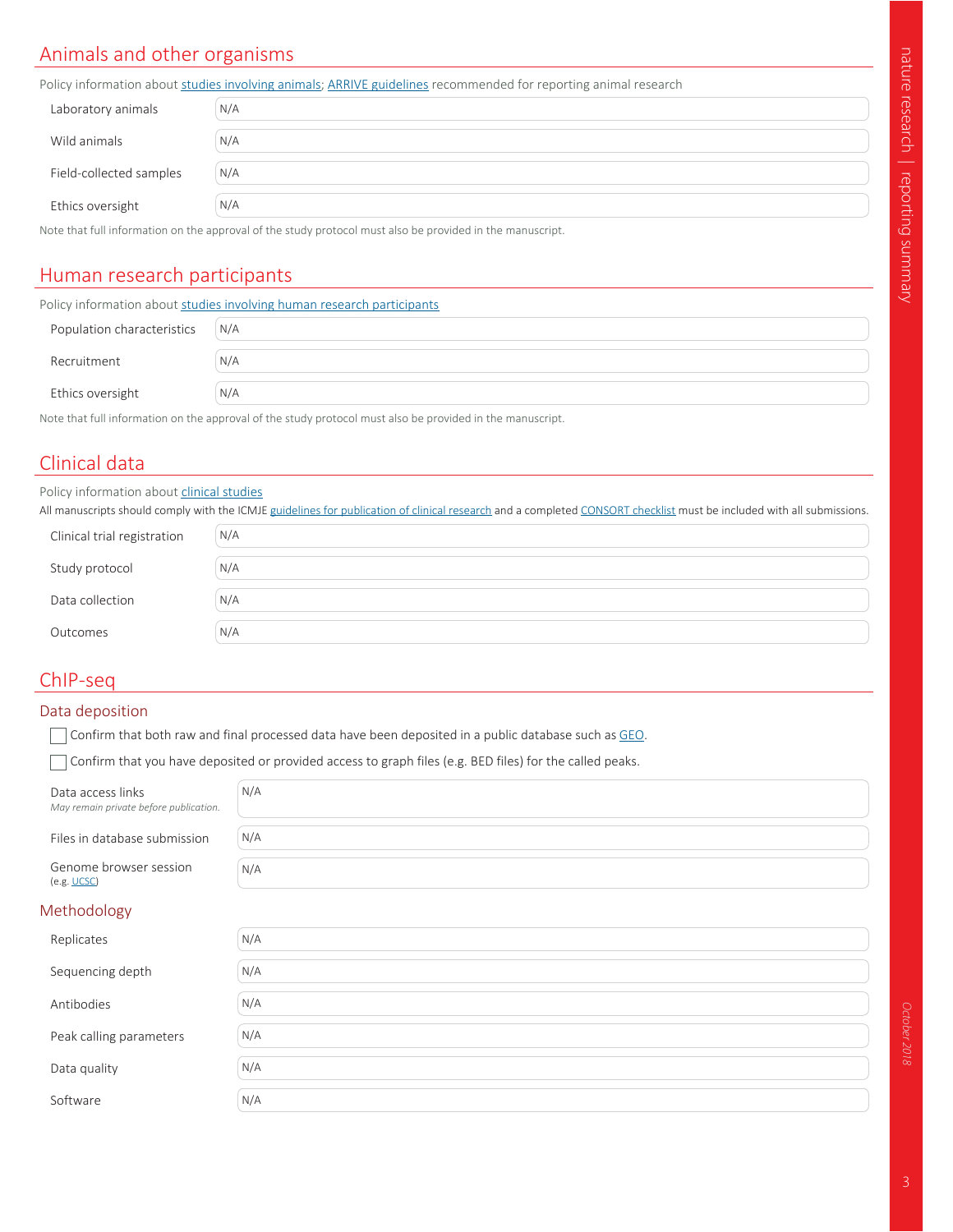## Animals and other organisms

Policy information about studies involving animals; ARRIVE guidelines recommended for reporting animal research

| | |
|---|---|
| Laboratory animals | N/A |
| Wild animals | N/A |
| Field-collected samples | N/A |
| Ethics oversight | N/A |

Note that full information on the approval of the study protocol must also be provided in the manuscript.

## Human research participants

Policy information about studies involving human research participants

| | |
|---|---|
| Population characteristics | N/A |
| Recruitment | N/A |
| Ethics oversight | N/A |

Note that full information on the approval of the study protocol must also be provided in the manuscript.

## Clinical data

Policy information about clinical studies

All manuscripts should comply with the ICMJE guidelines for publication of clinical research and a completed CONSORT checklist must be included with all submissions.

| | |
|---|---|
| Clinical trial registration | N/A |
| Study protocol | N/A |
| Data collection | N/A |
| Outcomes | N/A |

## ChIP-seq

### Data deposition

- [ ] Confirm that both raw and final processed data have been deposited in a public database such as GEO.
- [ ] Confirm that you have deposited or provided access to graph files (e.g. BED files) for the called peaks.

| | |
|---|---|
| Data access links<br>*May remain private before publication.* | N/A |
| Files in database submission | N/A |
| Genome browser session<br>(e.g. UCSC) | N/A |

### Methodology

| | |
|---|---|
| Replicates | N/A |
| Sequencing depth | N/A |
| Antibodies | N/A |
| Peak calling parameters | N/A |
| Data quality | N/A |
| Software | N/A |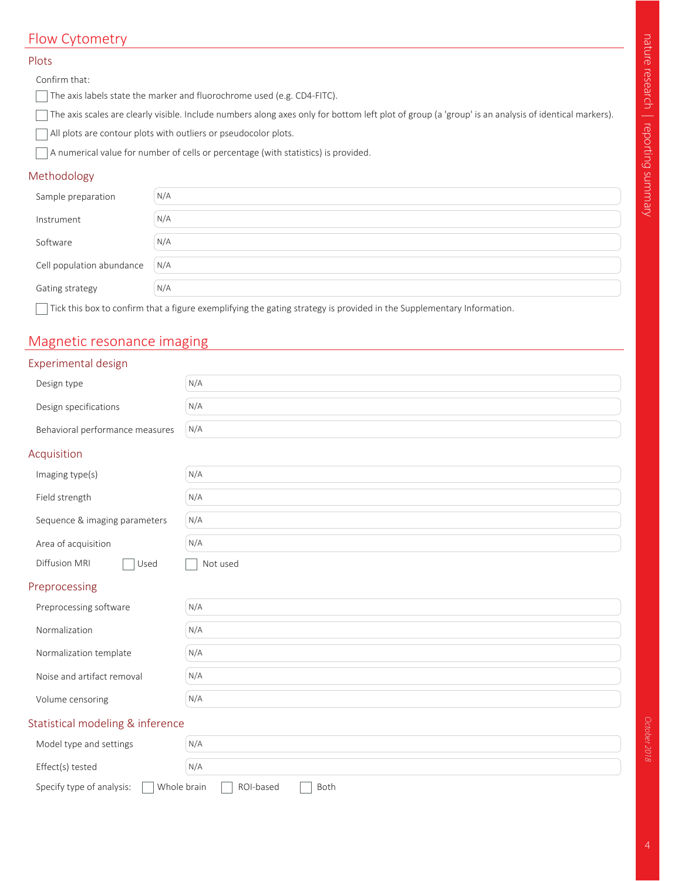## Flow Cytometry

### Plots

Confirm that:

- [ ] The axis labels state the marker and fluorochrome used (e.g. CD4-FITC).
- [ ] The axis scales are clearly visible. Include numbers along axes only for bottom left plot of group (a 'group' is an analysis of identical markers).
- [ ] All plots are contour plots with outliers or pseudocolor plots.
- [ ] A numerical value for number of cells or percentage (with statistics) is provided.

### Methodology

Sample preparation: N/A

Instrument: N/A

Software: N/A

Cell population abundance: N/A

Gating strategy: N/A

- [ ] Tick this box to confirm that a figure exemplifying the gating strategy is provided in the Supplementary Information.

## Magnetic resonance imaging

### Experimental design

Design type: N/A

Design specifications: N/A

Behavioral performance measures: N/A

### Acquisition

Imaging type(s): N/A

Field strength: N/A

Sequence & imaging parameters: N/A

Area of acquisition: N/A

Diffusion MRI: [ ] Used [ ] Not used

### Preprocessing

Preprocessing software: N/A

Normalization: N/A

Normalization template: N/A

Noise and artifact removal: N/A

Volume censoring: N/A

### Statistical modeling & inference

Model type and settings: N/A

Effect(s) tested: N/A

Specify type of analysis: [ ] Whole brain [ ] ROI-based [ ] Both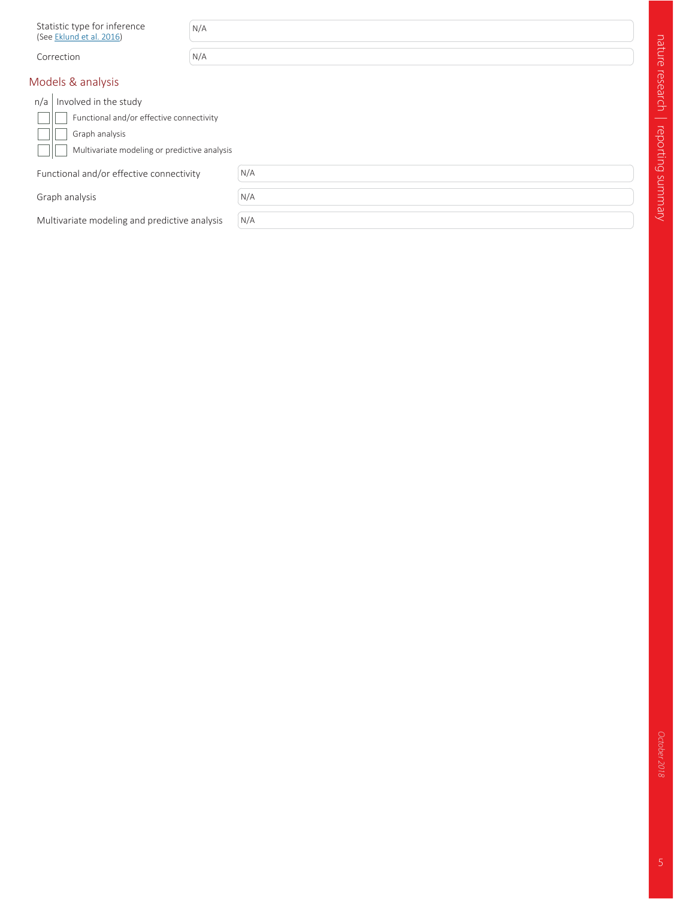Statistic type for inference
(See Eklund et al. 2016)

N/A

Correction

N/A

## Models & analysis

| n/a | Involved in the study |
|---|---|
| ☐ | ☐ Functional and/or effective connectivity |
| ☐ | ☐ Graph analysis |
| ☐ | ☐ Multivariate modeling or predictive analysis |

Functional and/or effective connectivity

N/A

Graph analysis

N/A

Multivariate modeling and predictive analysis

N/A